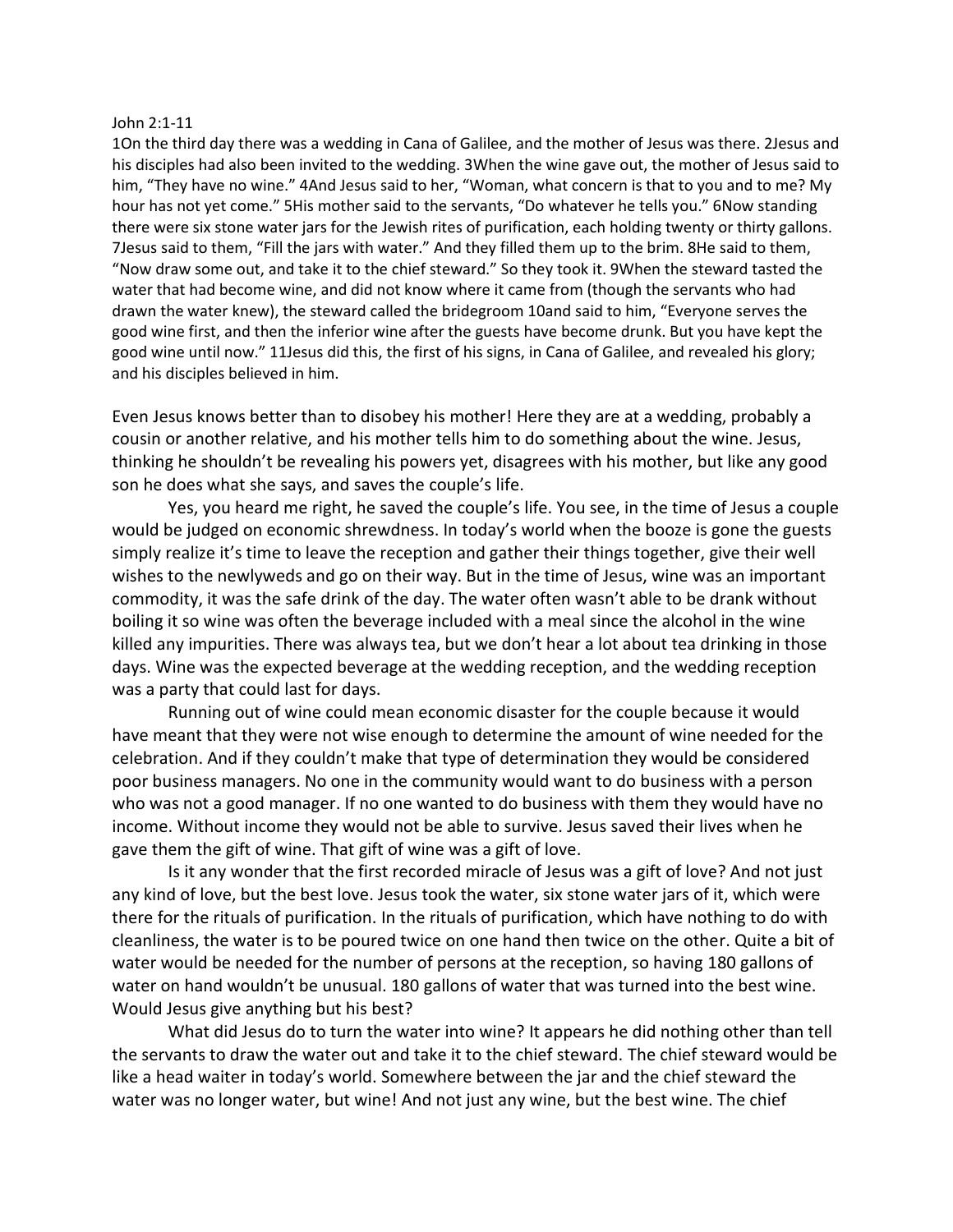John 2:1-11

1On the third day there was a wedding in Cana of Galilee, and the mother of Jesus was there. 2Jesus and his disciples had also been invited to the wedding. 3When the wine gave out, the mother of Jesus said to him, "They have no wine." 4And Jesus said to her, "Woman, what concern is that to you and to me? My hour has not yet come." 5His mother said to the servants, "Do whatever he tells you." 6Now standing there were six stone water jars for the Jewish rites of purification, each holding twenty or thirty gallons. 7Jesus said to them, "Fill the jars with water." And they filled them up to the brim. 8He said to them, "Now draw some out, and take it to the chief steward." So they took it. 9When the steward tasted the water that had become wine, and did not know where it came from (though the servants who had drawn the water knew), the steward called the bridegroom 10and said to him, "Everyone serves the good wine first, and then the inferior wine after the guests have become drunk. But you have kept the good wine until now." 11Jesus did this, the first of his signs, in Cana of Galilee, and revealed his glory; and his disciples believed in him.

Even Jesus knows better than to disobey his mother! Here they are at a wedding, probably a cousin or another relative, and his mother tells him to do something about the wine. Jesus, thinking he shouldn't be revealing his powers yet, disagrees with his mother, but like any good son he does what she says, and saves the couple's life.

Yes, you heard me right, he saved the couple's life. You see, in the time of Jesus a couple would be judged on economic shrewdness. In today's world when the booze is gone the guests simply realize it's time to leave the reception and gather their things together, give their well wishes to the newlyweds and go on their way. But in the time of Jesus, wine was an important commodity, it was the safe drink of the day. The water often wasn't able to be drank without boiling it so wine was often the beverage included with a meal since the alcohol in the wine killed any impurities. There was always tea, but we don't hear a lot about tea drinking in those days. Wine was the expected beverage at the wedding reception, and the wedding reception was a party that could last for days.

Running out of wine could mean economic disaster for the couple because it would have meant that they were not wise enough to determine the amount of wine needed for the celebration. And if they couldn't make that type of determination they would be considered poor business managers. No one in the community would want to do business with a person who was not a good manager. If no one wanted to do business with them they would have no income. Without income they would not be able to survive. Jesus saved their lives when he gave them the gift of wine. That gift of wine was a gift of love.

Is it any wonder that the first recorded miracle of Jesus was a gift of love? And not just any kind of love, but the best love. Jesus took the water, six stone water jars of it, which were there for the rituals of purification. In the rituals of purification, which have nothing to do with cleanliness, the water is to be poured twice on one hand then twice on the other. Quite a bit of water would be needed for the number of persons at the reception, so having 180 gallons of water on hand wouldn't be unusual. 180 gallons of water that was turned into the best wine. Would Jesus give anything but his best?

What did Jesus do to turn the water into wine? It appears he did nothing other than tell the servants to draw the water out and take it to the chief steward. The chief steward would be like a head waiter in today's world. Somewhere between the jar and the chief steward the water was no longer water, but wine! And not just any wine, but the best wine. The chief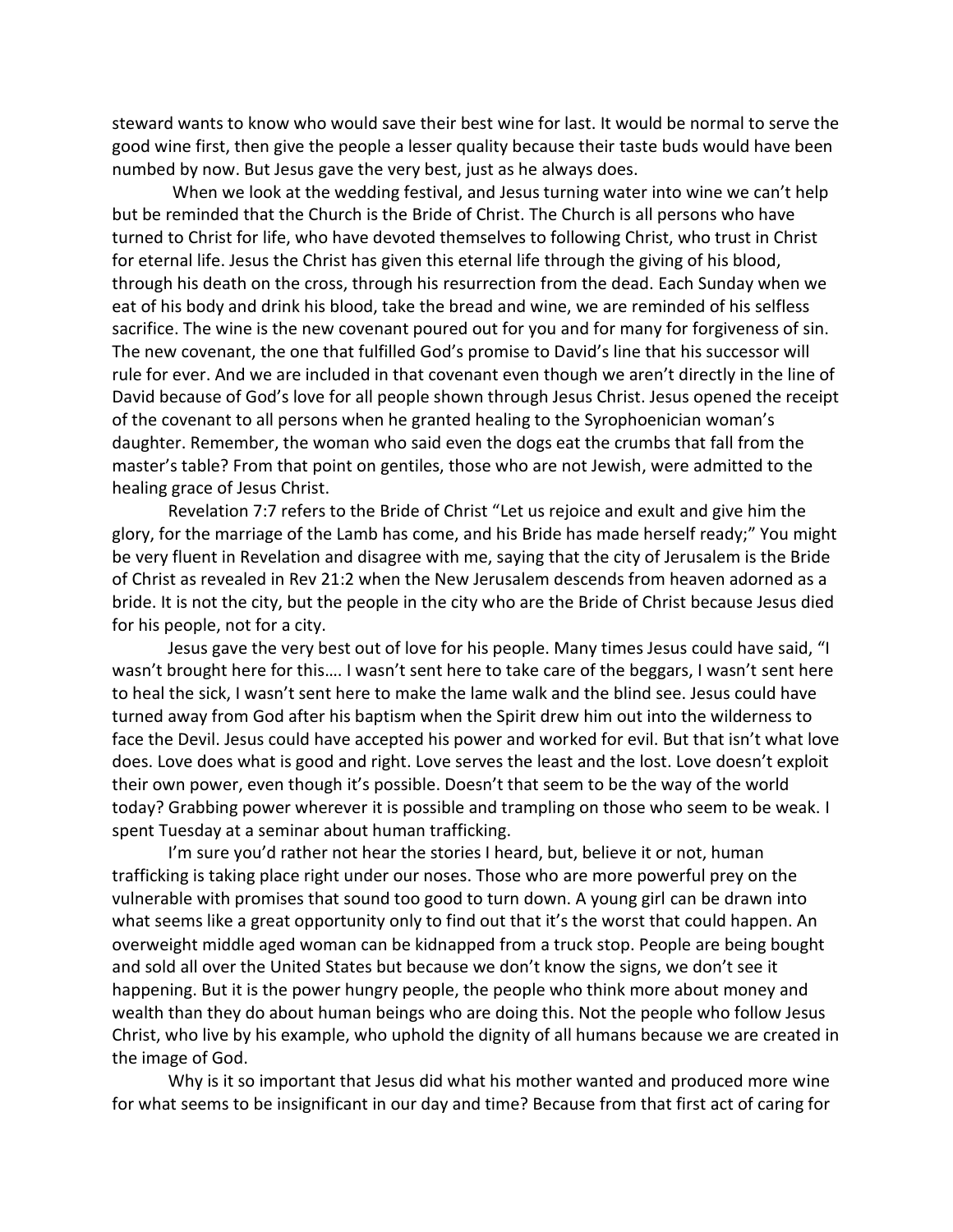steward wants to know who would save their best wine for last. It would be normal to serve the good wine first, then give the people a lesser quality because their taste buds would have been numbed by now. But Jesus gave the very best, just as he always does.

When we look at the wedding festival, and Jesus turning water into wine we can't help but be reminded that the Church is the Bride of Christ. The Church is all persons who have turned to Christ for life, who have devoted themselves to following Christ, who trust in Christ for eternal life. Jesus the Christ has given this eternal life through the giving of his blood, through his death on the cross, through his resurrection from the dead. Each Sunday when we eat of his body and drink his blood, take the bread and wine, we are reminded of his selfless sacrifice. The wine is the new covenant poured out for you and for many for forgiveness of sin. The new covenant, the one that fulfilled God's promise to David's line that his successor will rule for ever. And we are included in that covenant even though we aren't directly in the line of David because of God's love for all people shown through Jesus Christ. Jesus opened the receipt of the covenant to all persons when he granted healing to the Syrophoenician woman's daughter. Remember, the woman who said even the dogs eat the crumbs that fall from the master's table? From that point on gentiles, those who are not Jewish, were admitted to the healing grace of Jesus Christ.

Revelation 7:7 refers to the Bride of Christ "Let us rejoice and exult and give him the glory, for the marriage of the Lamb has come, and his Bride has made herself ready;" You might be very fluent in Revelation and disagree with me, saying that the city of Jerusalem is the Bride of Christ as revealed in Rev 21:2 when the New Jerusalem descends from heaven adorned as a bride. It is not the city, but the people in the city who are the Bride of Christ because Jesus died for his people, not for a city.

Jesus gave the very best out of love for his people. Many times Jesus could have said, "I wasn't brought here for this…. I wasn't sent here to take care of the beggars, I wasn't sent here to heal the sick, I wasn't sent here to make the lame walk and the blind see. Jesus could have turned away from God after his baptism when the Spirit drew him out into the wilderness to face the Devil. Jesus could have accepted his power and worked for evil. But that isn't what love does. Love does what is good and right. Love serves the least and the lost. Love doesn't exploit their own power, even though it's possible. Doesn't that seem to be the way of the world today? Grabbing power wherever it is possible and trampling on those who seem to be weak. I spent Tuesday at a seminar about human trafficking.

I'm sure you'd rather not hear the stories I heard, but, believe it or not, human trafficking is taking place right under our noses. Those who are more powerful prey on the vulnerable with promises that sound too good to turn down. A young girl can be drawn into what seems like a great opportunity only to find out that it's the worst that could happen. An overweight middle aged woman can be kidnapped from a truck stop. People are being bought and sold all over the United States but because we don't know the signs, we don't see it happening. But it is the power hungry people, the people who think more about money and wealth than they do about human beings who are doing this. Not the people who follow Jesus Christ, who live by his example, who uphold the dignity of all humans because we are created in the image of God.

Why is it so important that Jesus did what his mother wanted and produced more wine for what seems to be insignificant in our day and time? Because from that first act of caring for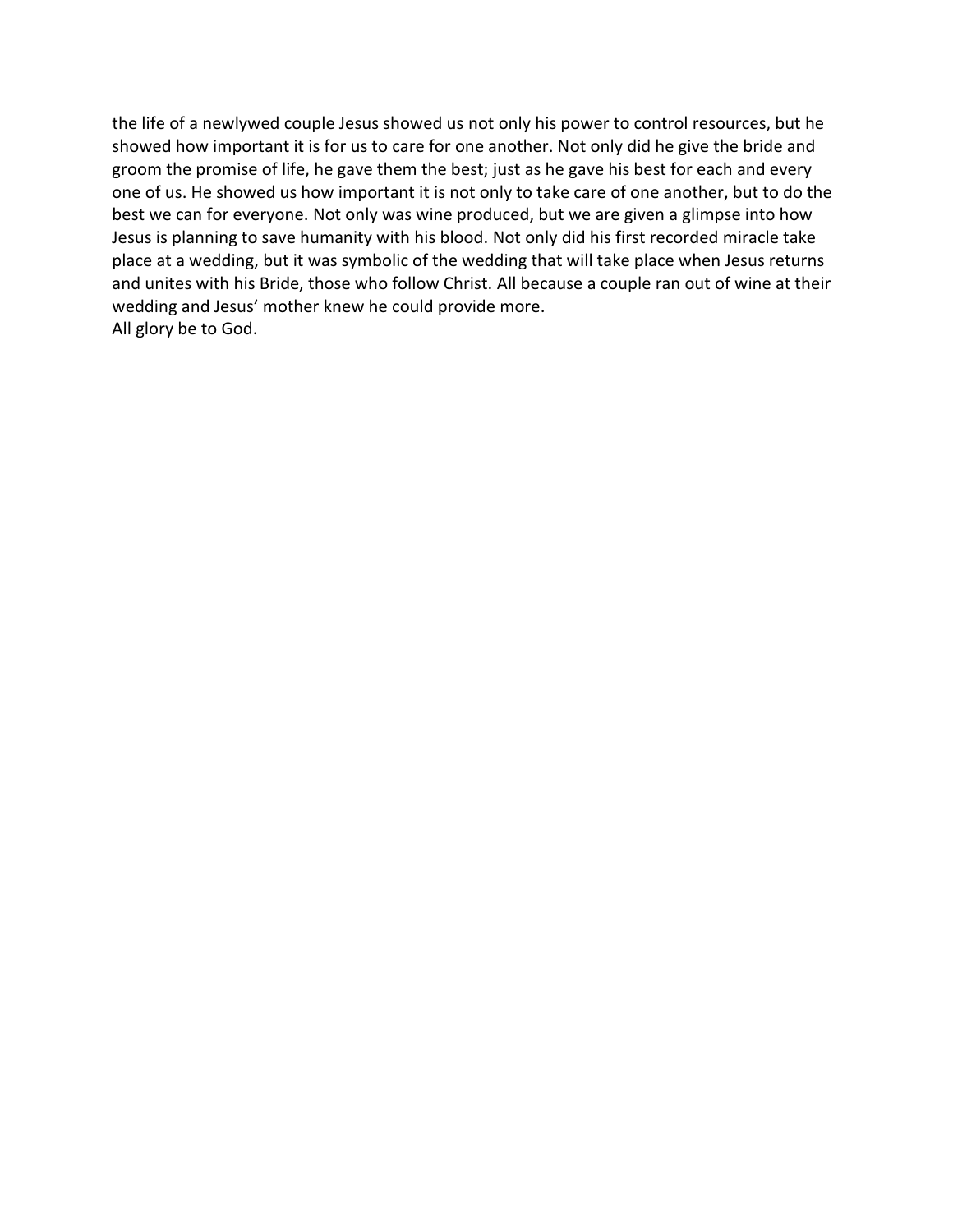the life of a newlywed couple Jesus showed us not only his power to control resources, but he showed how important it is for us to care for one another. Not only did he give the bride and groom the promise of life, he gave them the best; just as he gave his best for each and every one of us. He showed us how important it is not only to take care of one another, but to do the best we can for everyone. Not only was wine produced, but we are given a glimpse into how Jesus is planning to save humanity with his blood. Not only did his first recorded miracle take place at a wedding, but it was symbolic of the wedding that will take place when Jesus returns and unites with his Bride, those who follow Christ. All because a couple ran out of wine at their wedding and Jesus' mother knew he could provide more.
All glory be to God.